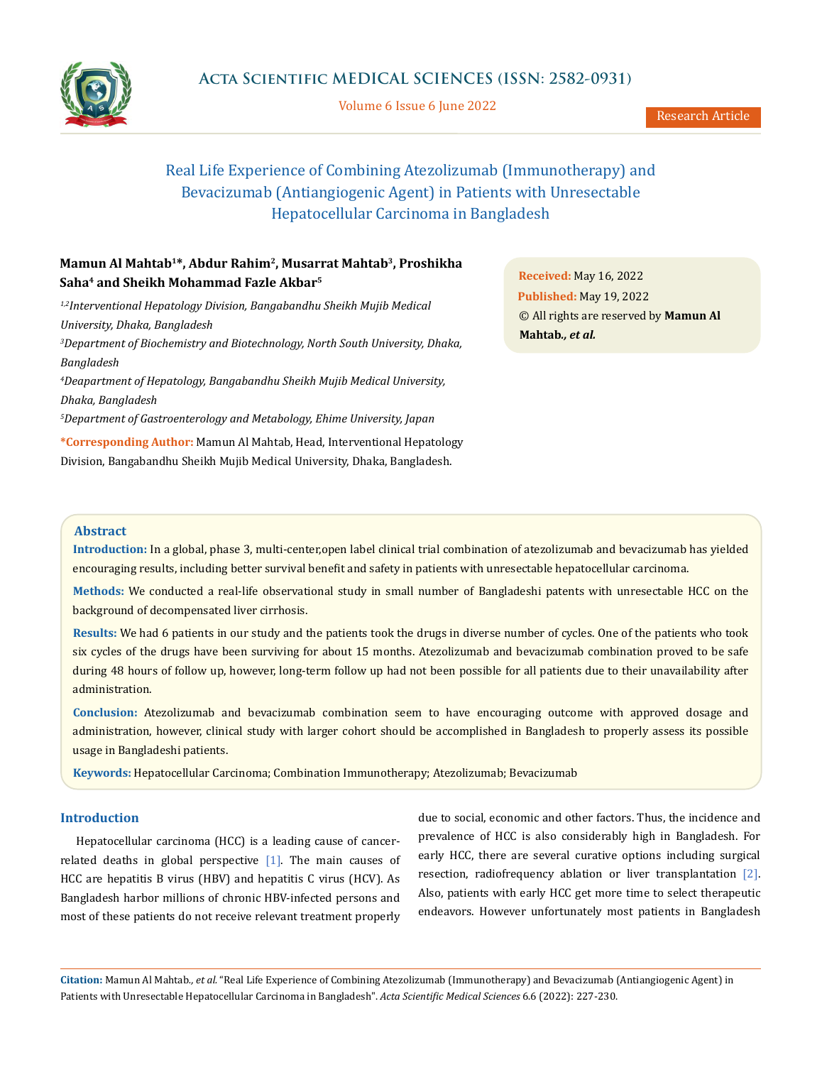# Real Life Experience of Combining Atezolizumab (Immunotherapy) and Bevacizumab (Antiangiogenic Agent) in Patients with Unresectable Hepatocellular Carcinoma in Bangladesh

**Mamun Al Mahtab[1]*, Abdur Rahim[2], Musarrat Mahtab[3], Proshikha Saha[4] and Sheikh Mohammad Fazle Akbar[5]**

*[1,2]Interventional Hepatology Division, Bangabandhu Sheikh Mujib Medical University, Dhaka, Bangladesh*

*[3]Department of Biochemistry and Biotechnology, North South University, Dhaka, Bangladesh*

*[4]Deapartment of Hepatology, Bangabandhu Sheikh Mujib Medical University, Dhaka, Bangladesh*

*[5]Department of Gastroenterology and Metabology, Ehime University, Japan*

**\*Corresponding Author:** Mamun Al Mahtab, Head, Interventional Hepatology Division, Bangabandhu Sheikh Mujib Medical University, Dhaka, Bangladesh.

**Received:** May 16, 2022
**Published:** May 19, 2022
© All rights are reserved by **Mamun Al Mahtab., *et al.***

## Abstract

**Introduction:** In a global, phase 3, multi-center,open label clinical trial combination of atezolizumab and bevacizumab has yielded encouraging results, including better survival benefit and safety in patients with unresectable hepatocellular carcinoma.

**Methods:** We conducted a real-life observational study in small number of Bangladeshi patents with unresectable HCC on the background of decompensated liver cirrhosis.

**Results:** We had 6 patients in our study and the patients took the drugs in diverse number of cycles. One of the patients who took six cycles of the drugs have been surviving for about 15 months. Atezolizumab and bevacizumab combination proved to be safe during 48 hours of follow up, however, long-term follow up had not been possible for all patients due to their unavailability after administration.

**Conclusion:** Atezolizumab and bevacizumab combination seem to have encouraging outcome with approved dosage and administration, however, clinical study with larger cohort should be accomplished in Bangladesh to properly assess its possible usage in Bangladeshi patients.

**Keywords:** Hepatocellular Carcinoma; Combination Immunotherapy; Atezolizumab; Bevacizumab

## Introduction

Hepatocellular carcinoma (HCC) is a leading cause of cancer-related deaths in global perspective [1]. The main causes of HCC are hepatitis B virus (HBV) and hepatitis C virus (HCV). As Bangladesh harbor millions of chronic HBV-infected persons and most of these patients do not receive relevant treatment properly due to social, economic and other factors. Thus, the incidence and prevalence of HCC is also considerably high in Bangladesh. For early HCC, there are several curative options including surgical resection, radiofrequency ablation or liver transplantation [2]. Also, patients with early HCC get more time to select therapeutic endeavors. However unfortunately most patients in Bangladesh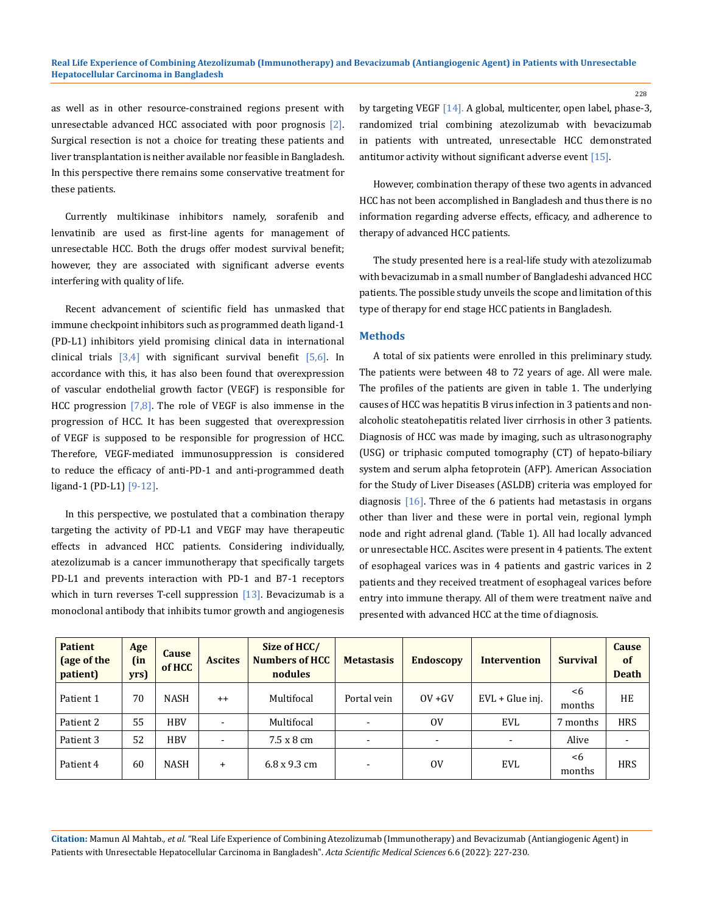as well as in other resource-constrained regions present with unresectable advanced HCC associated with poor prognosis [2]. Surgical resection is not a choice for treating these patients and liver transplantation is neither available nor feasible in Bangladesh. In this perspective there remains some conservative treatment for these patients.

Currently multikinase inhibitors namely, sorafenib and lenvatinib are used as first-line agents for management of unresectable HCC. Both the drugs offer modest survival benefit; however, they are associated with significant adverse events interfering with quality of life.

Recent advancement of scientific field has unmasked that immune checkpoint inhibitors such as programmed death ligand-1 (PD-L1) inhibitors yield promising clinical data in international clinical trials [3,4] with significant survival benefit [5,6]. In accordance with this, it has also been found that overexpression of vascular endothelial growth factor (VEGF) is responsible for HCC progression [7,8]. The role of VEGF is also immense in the progression of HCC. It has been suggested that overexpression of VEGF is supposed to be responsible for progression of HCC. Therefore, VEGF-mediated immunosuppression is considered to reduce the efficacy of anti-PD-1 and anti-programmed death ligand-1 (PD-L1) [9-12].

In this perspective, we postulated that a combination therapy targeting the activity of PD-L1 and VEGF may have therapeutic effects in advanced HCC patients. Considering individually, atezolizumab is a cancer immunotherapy that specifically targets PD-L1 and prevents interaction with PD-1 and B7-1 receptors which in turn reverses T-cell suppression [13]. Bevacizumab is a monoclonal antibody that inhibits tumor growth and angiogenesis by targeting VEGF [14]. A global, multicenter, open label, phase-3, randomized trial combining atezolizumab with bevacizumab in patients with untreated, unresectable HCC demonstrated antitumor activity without significant adverse event [15].

However, combination therapy of these two agents in advanced HCC has not been accomplished in Bangladesh and thus there is no information regarding adverse effects, efficacy, and adherence to therapy of advanced HCC patients.

The study presented here is a real-life study with atezolizumab with bevacizumab in a small number of Bangladeshi advanced HCC patients. The possible study unveils the scope and limitation of this type of therapy for end stage HCC patients in Bangladesh.

## Methods

A total of six patients were enrolled in this preliminary study. The patients were between 48 to 72 years of age. All were male. The profiles of the patients are given in table 1. The underlying causes of HCC was hepatitis B virus infection in 3 patients and non-alcoholic steatohepatitis related liver cirrhosis in other 3 patients. Diagnosis of HCC was made by imaging, such as ultrasonography (USG) or triphasic computed tomography (CT) of hepato-biliary system and serum alpha fetoprotein (AFP). American Association for the Study of Liver Diseases (ASLDB) criteria was employed for diagnosis [16]. Three of the 6 patients had metastasis in organs other than liver and these were in portal vein, regional lymph node and right adrenal gland. (Table 1). All had locally advanced or unresectable HCC. Ascites were present in 4 patients. The extent of esophageal varices was in 4 patients and gastric varices in 2 patients and they received treatment of esophageal varices before entry into immune therapy. All of them were treatment naïve and presented with advanced HCC at the time of diagnosis.

| Patient (age of the patient) | Age (in yrs) | Cause of HCC | Ascites | Size of HCC/ Numbers of HCC nodules | Metastasis | Endoscopy | Intervention | Survival | Cause of Death |
|---|---|---|---|---|---|---|---|---|---|
| Patient 1 | 70 | NASH | ++ | Multifocal | Portal vein | OV +GV | EVL + Glue inj. | <6 months | HE |
| Patient 2 | 55 | HBV | - | Multifocal | - | OV | EVL | 7 months | HRS |
| Patient 3 | 52 | HBV | - | 7.5 x 8 cm | - | - | - | Alive | - |
| Patient 4 | 60 | NASH | + | 6.8 x 9.3 cm | - | OV | EVL | <6 months | HRS |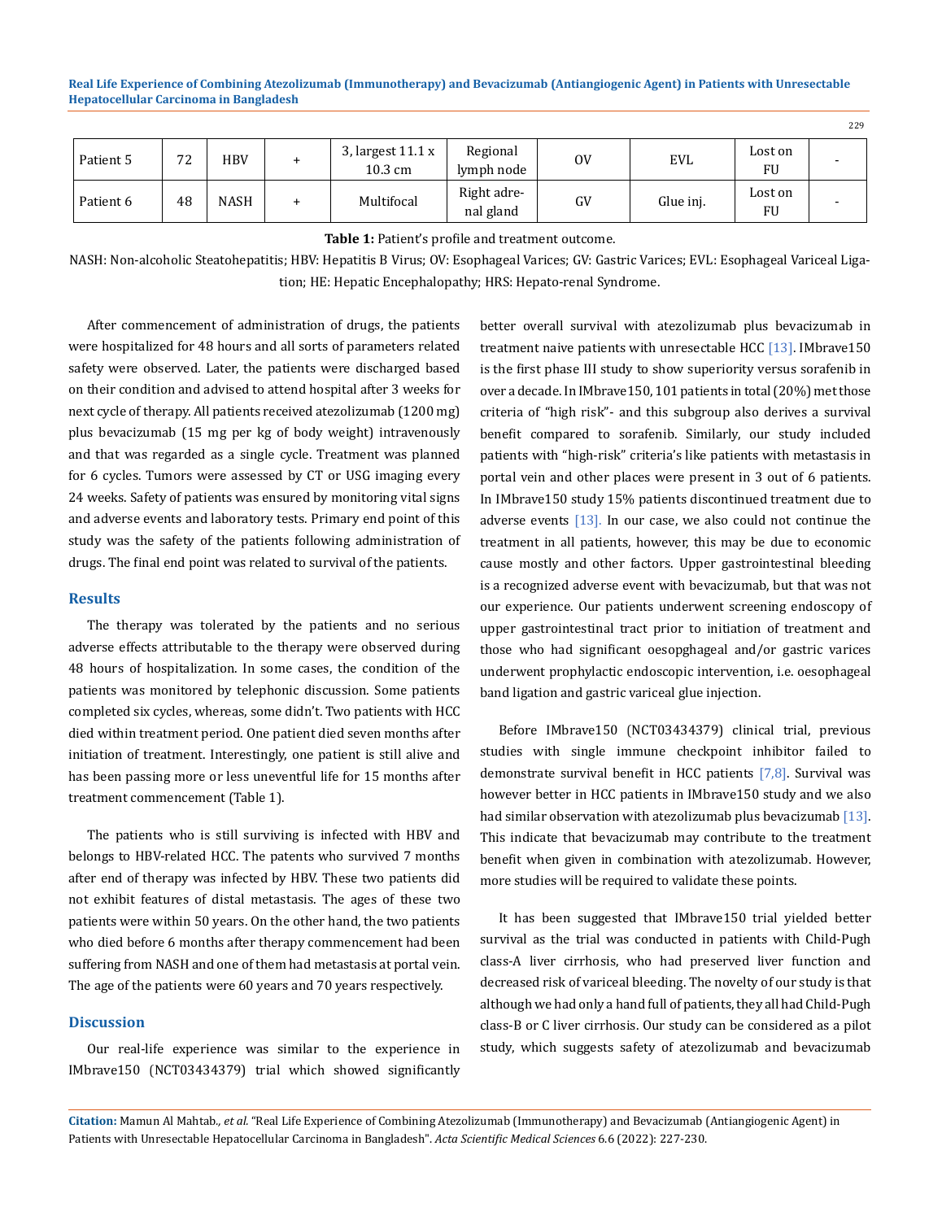| Patient 5 | 72 | HBV | + | 3, largest 11.1 x 10.3 cm | Regional lymph node | OV | EVL | Lost on FU | - |
|---|---|---|---|---|---|---|---|---|---|
| Patient 6 | 48 | NASH | + | Multifocal | Right adrenal gland | GV | Glue inj. | Lost on FU | - |

**Table 1:** Patient's profile and treatment outcome.

NASH: Non-alcoholic Steatohepatitis; HBV: Hepatitis B Virus; OV: Esophageal Varices; GV: Gastric Varices; EVL: Esophageal Variceal Ligation; HE: Hepatic Encephalopathy; HRS: Hepato-renal Syndrome.

After commencement of administration of drugs, the patients were hospitalized for 48 hours and all sorts of parameters related safety were observed. Later, the patients were discharged based on their condition and advised to attend hospital after 3 weeks for next cycle of therapy. All patients received atezolizumab (1200 mg) plus bevacizumab (15 mg per kg of body weight) intravenously and that was regarded as a single cycle. Treatment was planned for 6 cycles. Tumors were assessed by CT or USG imaging every 24 weeks. Safety of patients was ensured by monitoring vital signs and adverse events and laboratory tests. Primary end point of this study was the safety of the patients following administration of drugs. The final end point was related to survival of the patients.

## Results

The therapy was tolerated by the patients and no serious adverse effects attributable to the therapy were observed during 48 hours of hospitalization. In some cases, the condition of the patients was monitored by telephonic discussion. Some patients completed six cycles, whereas, some didn't. Two patients with HCC died within treatment period. One patient died seven months after initiation of treatment. Interestingly, one patient is still alive and has been passing more or less uneventful life for 15 months after treatment commencement (Table 1).

The patients who is still surviving is infected with HBV and belongs to HBV-related HCC. The patents who survived 7 months after end of therapy was infected by HBV. These two patients did not exhibit features of distal metastasis. The ages of these two patients were within 50 years. On the other hand, the two patients who died before 6 months after therapy commencement had been suffering from NASH and one of them had metastasis at portal vein. The age of the patients were 60 years and 70 years respectively.

## Discussion

Our real-life experience was similar to the experience in IMbrave150 (NCT03434379) trial which showed significantly better overall survival with atezolizumab plus bevacizumab in treatment naive patients with unresectable HCC [13]. IMbrave150 is the first phase III study to show superiority versus sorafenib in over a decade. In IMbrave150, 101 patients in total (20%) met those criteria of "high risk"- and this subgroup also derives a survival benefit compared to sorafenib. Similarly, our study included patients with "high-risk" criteria's like patients with metastasis in portal vein and other places were present in 3 out of 6 patients. In IMbrave150 study 15% patients discontinued treatment due to adverse events [13]. In our case, we also could not continue the treatment in all patients, however, this may be due to economic cause mostly and other factors. Upper gastrointestinal bleeding is a recognized adverse event with bevacizumab, but that was not our experience. Our patients underwent screening endoscopy of upper gastrointestinal tract prior to initiation of treatment and those who had significant oesopghageal and/or gastric varices underwent prophylactic endoscopic intervention, i.e. oesophageal band ligation and gastric variceal glue injection.

Before IMbrave150 (NCT03434379) clinical trial, previous studies with single immune checkpoint inhibitor failed to demonstrate survival benefit in HCC patients [7,8]. Survival was however better in HCC patients in IMbrave150 study and we also had similar observation with atezolizumab plus bevacizumab [13]. This indicate that bevacizumab may contribute to the treatment benefit when given in combination with atezolizumab. However, more studies will be required to validate these points.

It has been suggested that IMbrave150 trial yielded better survival as the trial was conducted in patients with Child-Pugh class-A liver cirrhosis, who had preserved liver function and decreased risk of variceal bleeding. The novelty of our study is that although we had only a hand full of patients, they all had Child-Pugh class-B or C liver cirrhosis. Our study can be considered as a pilot study, which suggests safety of atezolizumab and bevacizumab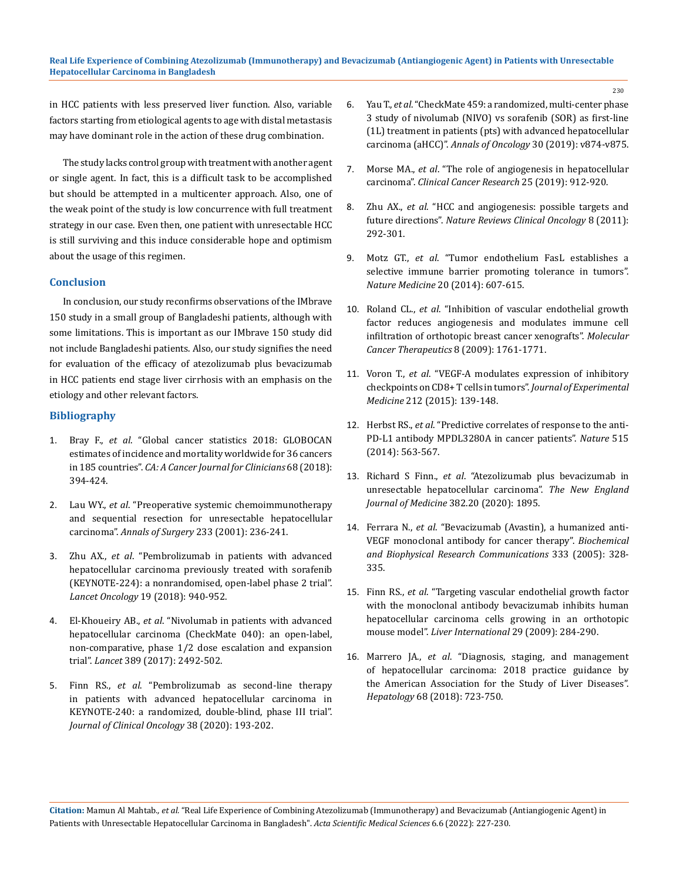in HCC patients with less preserved liver function. Also, variable factors starting from etiological agents to age with distal metastasis may have dominant role in the action of these drug combination.

The study lacks control group with treatment with another agent or single agent. In fact, this is a difficult task to be accomplished but should be attempted in a multicenter approach. Also, one of the weak point of the study is low concurrence with full treatment strategy in our case. Even then, one patient with unresectable HCC is still surviving and this induce considerable hope and optimism about the usage of this regimen.

## Conclusion

In conclusion, our study reconfirms observations of the IMbrave 150 study in a small group of Bangladeshi patients, although with some limitations. This is important as our IMbrave 150 study did not include Bangladeshi patients. Also, our study signifies the need for evaluation of the efficacy of atezolizumab plus bevacizumab in HCC patients end stage liver cirrhosis with an emphasis on the etiology and other relevant factors.

## Bibliography

1. Bray F., *et al*. "Global cancer statistics 2018: GLOBOCAN estimates of incidence and mortality worldwide for 36 cancers in 185 countries". *CA: A Cancer Journal for Clinicians* 68 (2018): 394-424.
2. Lau WY., *et al*. "Preoperative systemic chemoimmunotherapy and sequential resection for unresectable hepatocellular carcinoma". *Annals of Surgery* 233 (2001): 236-241.
3. Zhu AX., *et al*. "Pembrolizumab in patients with advanced hepatocellular carcinoma previously treated with sorafenib (KEYNOTE-224): a nonrandomised, open-label phase 2 trial". *Lancet Oncology* 19 (2018): 940-952.
4. El-Khoueiry AB., *et al*. "Nivolumab in patients with advanced hepatocellular carcinoma (CheckMate 040): an open-label, non-comparative, phase 1/2 dose escalation and expansion trial". *Lancet* 389 (2017): 2492-502.
5. Finn RS., *et al.* "Pembrolizumab as second-line therapy in patients with advanced hepatocellular carcinoma in KEYNOTE-240: a randomized, double-blind, phase III trial". *Journal of Clinical Oncology* 38 (2020): 193-202.
6. Yau T., *et al*. "CheckMate 459: a randomized, multi-center phase 3 study of nivolumab (NIVO) vs sorafenib (SOR) as first-line (1L) treatment in patients (pts) with advanced hepatocellular carcinoma (aHCC)". *Annals of Oncology* 30 (2019): v874-v875.
7. Morse MA., *et al*. "The role of angiogenesis in hepatocellular carcinoma". *Clinical Cancer Research* 25 (2019): 912-920.
8. Zhu AX., *et al.* "HCC and angiogenesis: possible targets and future directions". *Nature Reviews Clinical Oncology* 8 (2011): 292-301.
9. Motz GT., *et al*. "Tumor endothelium FasL establishes a selective immune barrier promoting tolerance in tumors". *Nature Medicine* 20 (2014): 607-615.
10. Roland CL., *et al*. "Inhibition of vascular endothelial growth factor reduces angiogenesis and modulates immune cell infiltration of orthotopic breast cancer xenografts". *Molecular Cancer Therapeutics* 8 (2009): 1761-1771.
11. Voron T., *et al*. "VEGF-A modulates expression of inhibitory checkpoints on CD8+ T cells in tumors". *Journal of Experimental Medicine* 212 (2015): 139-148.
12. Herbst RS., *et al*. "Predictive correlates of response to the anti-PD-L1 antibody MPDL3280A in cancer patients". *Nature* 515 (2014): 563-567.
13. Richard S Finn., *et al*. "Atezolizumab plus bevacizumab in unresectable hepatocellular carcinoma". *The New England Journal of Medicine* 382.20 (2020): 1895.
14. Ferrara N., *et al*. "Bevacizumab (Avastin), a humanized anti-VEGF monoclonal antibody for cancer therapy". *Biochemical and Biophysical Research Communications* 333 (2005): 328-335.
15. Finn RS., *et al.* "Targeting vascular endothelial growth factor with the monoclonal antibody bevacizumab inhibits human hepatocellular carcinoma cells growing in an orthotopic mouse model". *Liver International* 29 (2009): 284-290.
16. Marrero JA., *et al*. "Diagnosis, staging, and management of hepatocellular carcinoma: 2018 practice guidance by the American Association for the Study of Liver Diseases". *Hepatology* 68 (2018): 723-750.